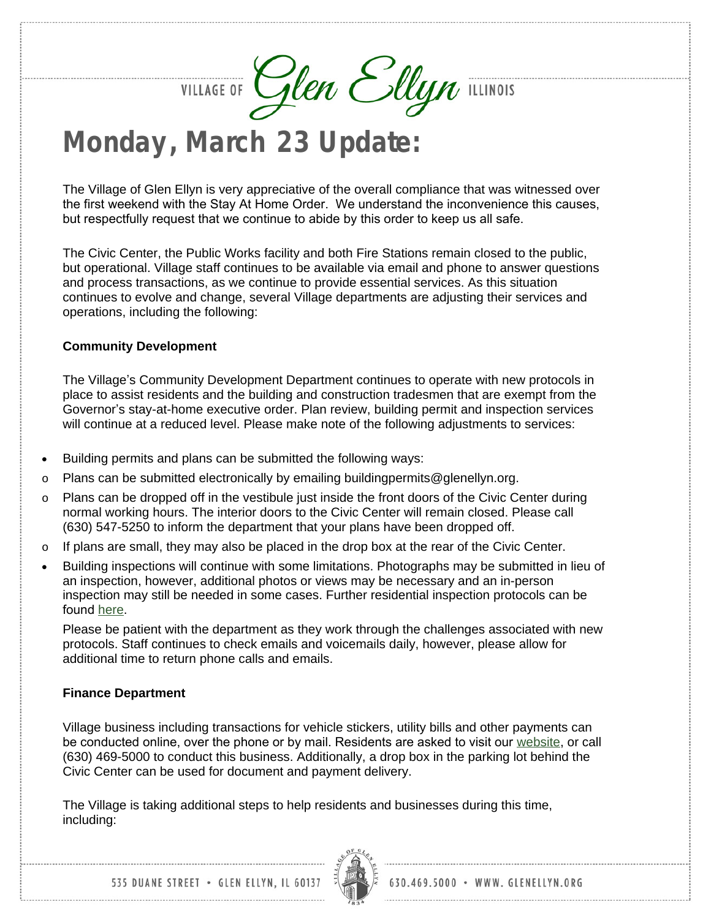VILLAGE OF *Glen Ellyn* ILLINOIS

# Monday, March 23 Update:

The Village of Glen Ellyn is very appreciative of the overall compliance that was witnessed over the first weekend with the Stay At Home Order. We understand the inconvenience this causes, but respectfully request that we continue to abide by this order to keep us all safe.

The Civic Center, the Public Works facility and both Fire Stations remain closed to the public, but operational. Village staff continues to be available via email and phone to answer questions and process transactions, as we continue to provide essential services. As this situation continues to evolve and change, several Village departments are adjusting their services and operations, including the following:

**Community Development**

The Village's Community Development Department continues to operate with new protocols in place to assist residents and the building and construction tradesmen that are exempt from the Governor's stay-at-home executive order. Plan review, building permit and inspection services will continue at a reduced level. Please make note of the following adjustments to services:

- Building permits and plans can be submitted the following ways:
  - Plans can be submitted electronically by emailing buildingpermits@glenellyn.org.
  - Plans can be dropped off in the vestibule just inside the front doors of the Civic Center during normal working hours. The interior doors to the Civic Center will remain closed. Please call (630) 547-5250 to inform the department that your plans have been dropped off.
  - If plans are small, they may also be placed in the drop box at the rear of the Civic Center.
- Building inspections will continue with some limitations. Photographs may be submitted in lieu of an inspection, however, additional photos or views may be necessary and an in-person inspection may still be needed in some cases. Further residential inspection protocols can be found here.

  Please be patient with the department as they work through the challenges associated with new protocols. Staff continues to check emails and voicemails daily, however, please allow for additional time to return phone calls and emails.

**Finance Department**

Village business including transactions for vehicle stickers, utility bills and other payments can be conducted online, over the phone or by mail. Residents are asked to visit our website, or call (630) 469-5000 to conduct this business. Additionally, a drop box in the parking lot behind the Civic Center can be used for document and payment delivery.

The Village is taking additional steps to help residents and businesses during this time, including: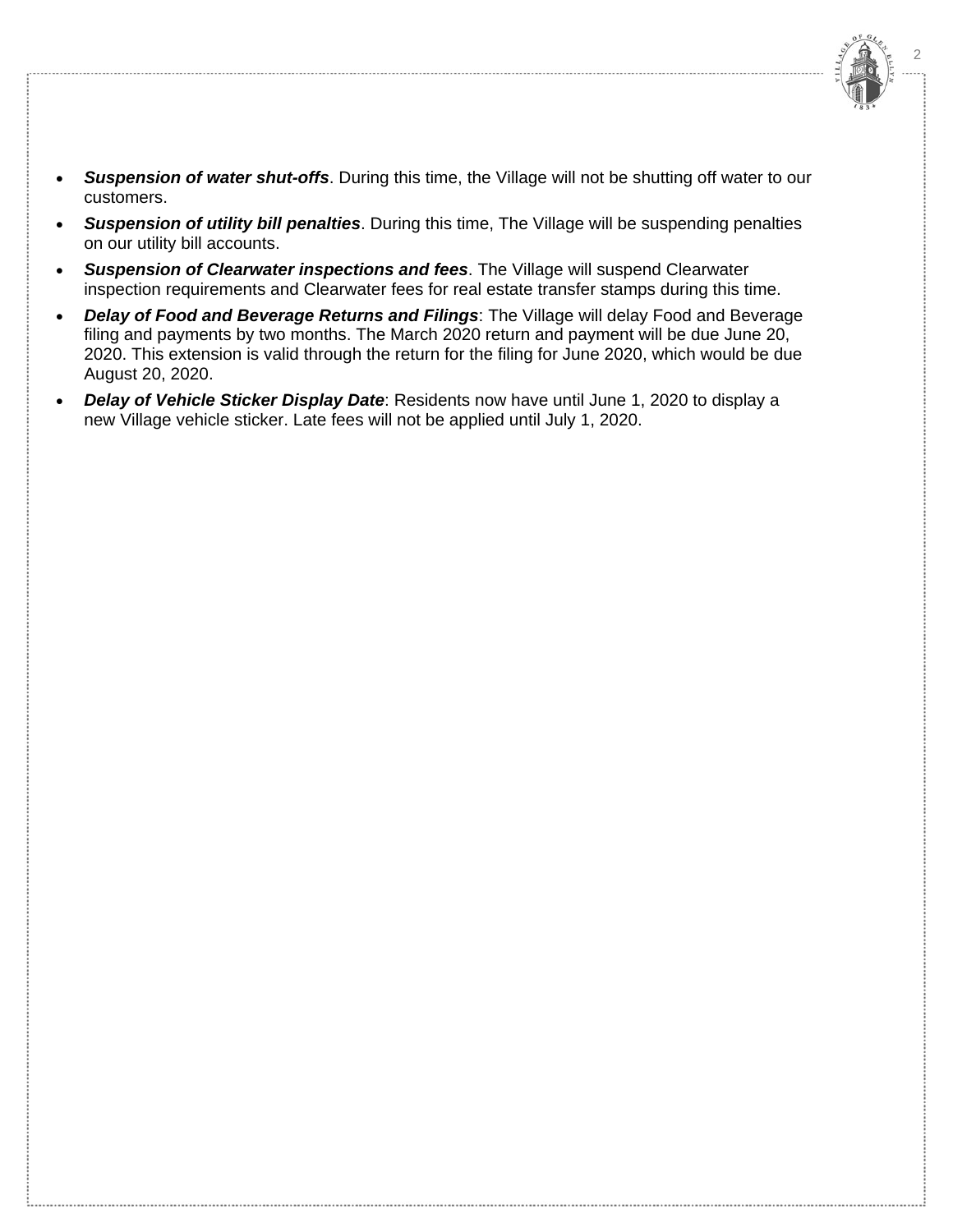- ***Suspension of water shut-offs***. During this time, the Village will not be shutting off water to our customers.
- ***Suspension of utility bill penalties***. During this time, The Village will be suspending penalties on our utility bill accounts.
- ***Suspension of Clearwater inspections and fees***. The Village will suspend Clearwater inspection requirements and Clearwater fees for real estate transfer stamps during this time.
- ***Delay of Food and Beverage Returns and Filings***: The Village will delay Food and Beverage filing and payments by two months. The March 2020 return and payment will be due June 20, 2020. This extension is valid through the return for the filing for June 2020, which would be due August 20, 2020.
- ***Delay of Vehicle Sticker Display Date***: Residents now have until June 1, 2020 to display a new Village vehicle sticker. Late fees will not be applied until July 1, 2020.